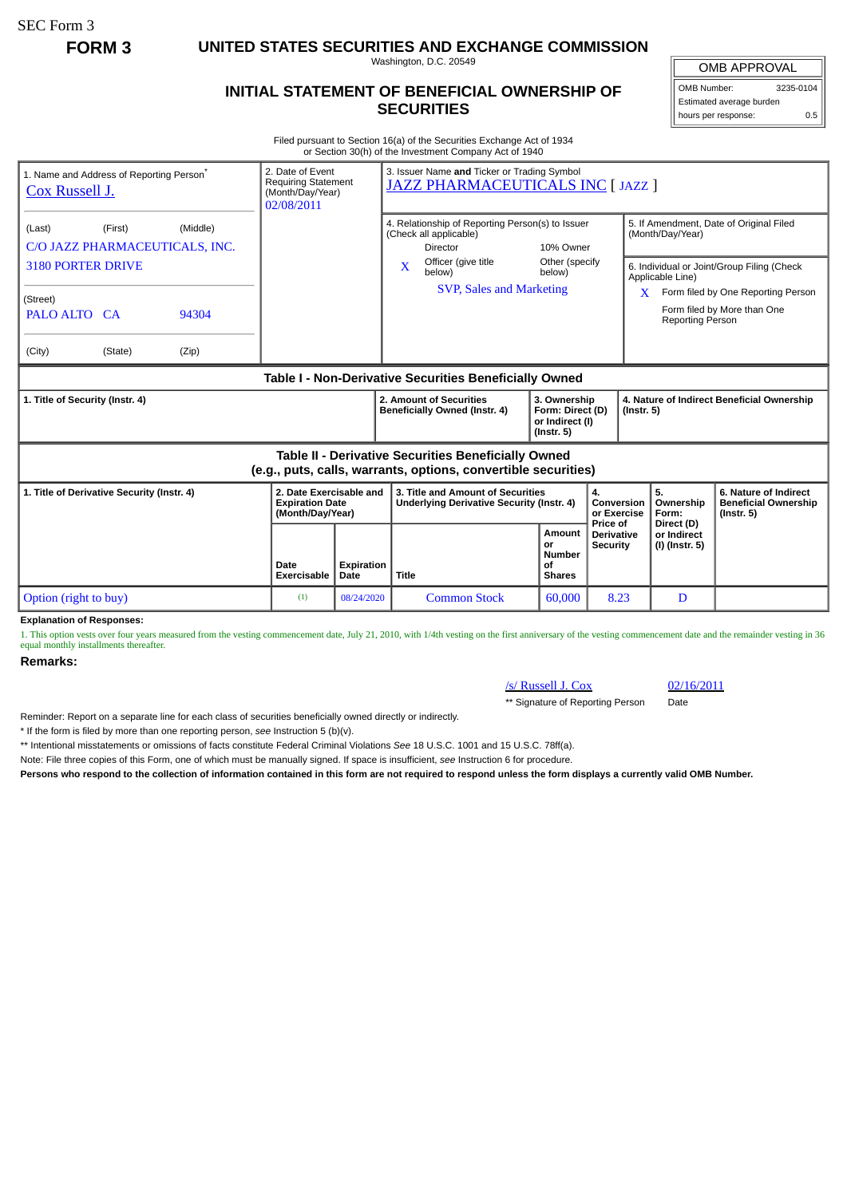SEC Form 3

**FORM 3**

# UNITED STATES SECURITIES AND EXCHANGE COMMISSION

Washington, D.C. 20549

## INITIAL STATEMENT OF BENEFICIAL OWNERSHIP OF SECURITIES

| OMB APPROVAL | |
|---|---|
| OMB Number: | 3235-0104 |
| Estimated average burden hours per response: | 0.5 |

Filed pursuant to Section 16(a) of the Securities Exchange Act of 1934 or Section 30(h) of the Investment Company Act of 1940

1. Name and Address of Reporting Person*
Cox Russell J.

(Last) (First) (Middle)
C/O JAZZ PHARMACEUTICALS, INC.
3180 PORTER DRIVE

(Street)
PALO ALTO CA 94304

(City) (State) (Zip)

2. Date of Event Requiring Statement (Month/Day/Year)
02/08/2011

3. Issuer Name **and** Ticker or Trading Symbol
JAZZ PHARMACEUTICALS INC [ JAZZ ]

4. Relationship of Reporting Person(s) to Issuer (Check all applicable)
Director
10% Owner
X Officer (give title below)
Other (specify below)
SVP, Sales and Marketing

5. If Amendment, Date of Original Filed (Month/Day/Year)

6. Individual or Joint/Group Filing (Check Applicable Line)
X Form filed by One Reporting Person
Form filed by More than One Reporting Person

### Table I - Non-Derivative Securities Beneficially Owned

| 1. Title of Security (Instr. 4) | 2. Amount of Securities Beneficially Owned (Instr. 4) | 3. Ownership Form: Direct (D) or Indirect (I) (Instr. 5) | 4. Nature of Indirect Beneficial Ownership (Instr. 5) |
|---|---|---|---|

### Table II - Derivative Securities Beneficially Owned (e.g., puts, calls, warrants, options, convertible securities)

| 1. Title of Derivative Security (Instr. 4) | 2. Date Exercisable and Expiration Date (Month/Day/Year) | | 3. Title and Amount of Securities Underlying Derivative Security (Instr. 4) | | 4. Conversion or Exercise Price of Derivative Security | 5. Ownership Form: Direct (D) or Indirect (I) (Instr. 5) | 6. Nature of Indirect Beneficial Ownership (Instr. 5) |
|---|---|---|---|---|---|---|---|
| | Date Exercisable | Expiration Date | Title | Amount or Number of Shares | | | |
| Option (right to buy) | (1) | 08/24/2020 | Common Stock | 60,000 | 8.23 | D | |

**Explanation of Responses:**

1. This option vests over four years measured from the vesting commencement date, July 21, 2010, with 1/4th vesting on the first anniversary of the vesting commencement date and the remainder vesting in 36 equal monthly installments thereafter.

**Remarks:**

| /s/ Russell J. Cox | 02/16/2011 |
|---|---|
| ** Signature of Reporting Person | Date |

Reminder: Report on a separate line for each class of securities beneficially owned directly or indirectly.

* If the form is filed by more than one reporting person, *see* Instruction 5 (b)(v).

** Intentional misstatements or omissions of facts constitute Federal Criminal Violations *See* 18 U.S.C. 1001 and 15 U.S.C. 78ff(a).

Note: File three copies of this Form, one of which must be manually signed. If space is insufficient, *see* Instruction 6 for procedure.

**Persons who respond to the collection of information contained in this form are not required to respond unless the form displays a currently valid OMB Number.**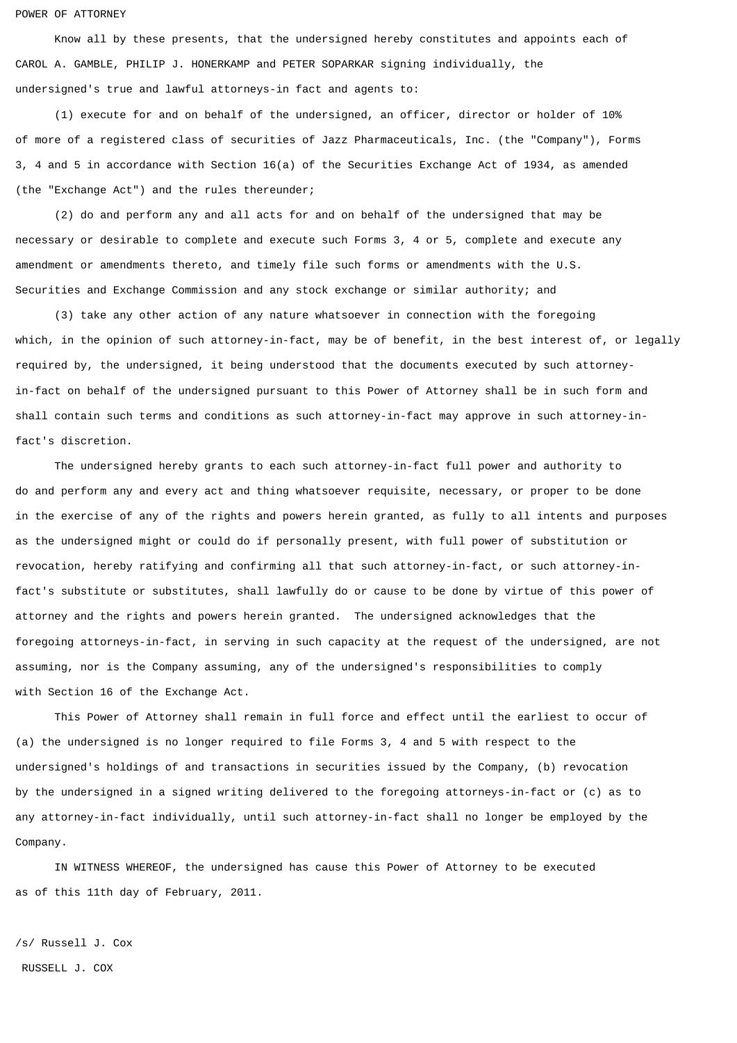POWER OF ATTORNEY

Know all by these presents, that the undersigned hereby constitutes and appoints each of CAROL A. GAMBLE, PHILIP J. HONERKAMP and PETER SOPARKAR signing individually, the undersigned's true and lawful attorneys-in fact and agents to:

(1) execute for and on behalf of the undersigned, an officer, director or holder of 10% of more of a registered class of securities of Jazz Pharmaceuticals, Inc. (the "Company"), Forms 3, 4 and 5 in accordance with Section 16(a) of the Securities Exchange Act of 1934, as amended (the "Exchange Act") and the rules thereunder;

(2) do and perform any and all acts for and on behalf of the undersigned that may be necessary or desirable to complete and execute such Forms 3, 4 or 5, complete and execute any amendment or amendments thereto, and timely file such forms or amendments with the U.S. Securities and Exchange Commission and any stock exchange or similar authority; and

(3) take any other action of any nature whatsoever in connection with the foregoing which, in the opinion of such attorney-in-fact, may be of benefit, in the best interest of, or legally required by, the undersigned, it being understood that the documents executed by such attorney-in-fact on behalf of the undersigned pursuant to this Power of Attorney shall be in such form and shall contain such terms and conditions as such attorney-in-fact may approve in such attorney-in-fact's discretion.

The undersigned hereby grants to each such attorney-in-fact full power and authority to do and perform any and every act and thing whatsoever requisite, necessary, or proper to be done in the exercise of any of the rights and powers herein granted, as fully to all intents and purposes as the undersigned might or could do if personally present, with full power of substitution or revocation, hereby ratifying and confirming all that such attorney-in-fact, or such attorney-in-fact's substitute or substitutes, shall lawfully do or cause to be done by virtue of this power of attorney and the rights and powers herein granted. The undersigned acknowledges that the foregoing attorneys-in-fact, in serving in such capacity at the request of the undersigned, are not assuming, nor is the Company assuming, any of the undersigned's responsibilities to comply with Section 16 of the Exchange Act.

This Power of Attorney shall remain in full force and effect until the earliest to occur of (a) the undersigned is no longer required to file Forms 3, 4 and 5 with respect to the undersigned's holdings of and transactions in securities issued by the Company, (b) revocation by the undersigned in a signed writing delivered to the foregoing attorneys-in-fact or (c) as to any attorney-in-fact individually, until such attorney-in-fact shall no longer be employed by the Company.

IN WITNESS WHEREOF, the undersigned has cause this Power of Attorney to be executed as of this 11th day of February, 2011.

/s/ Russell J. Cox

RUSSELL J. COX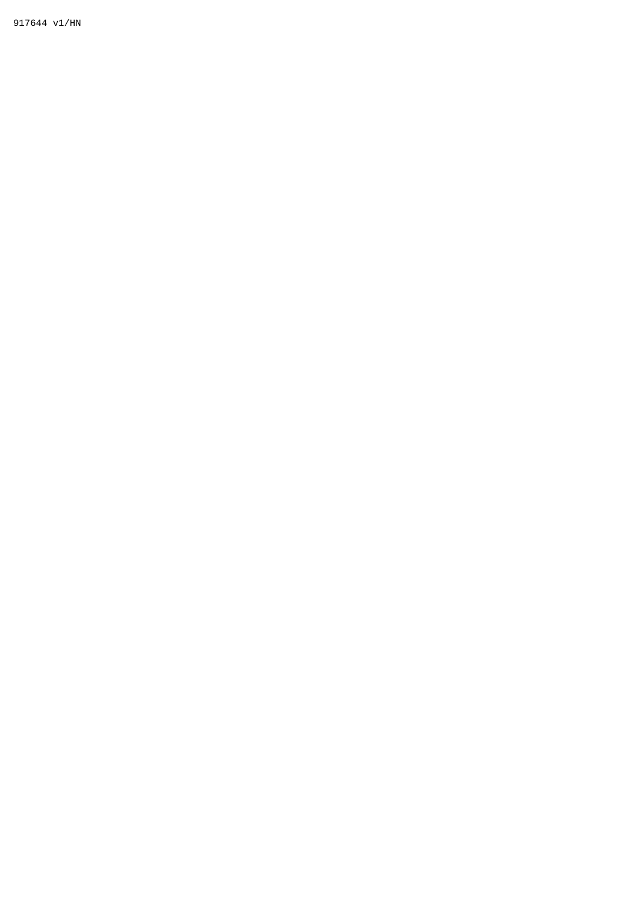917644 v1/HN